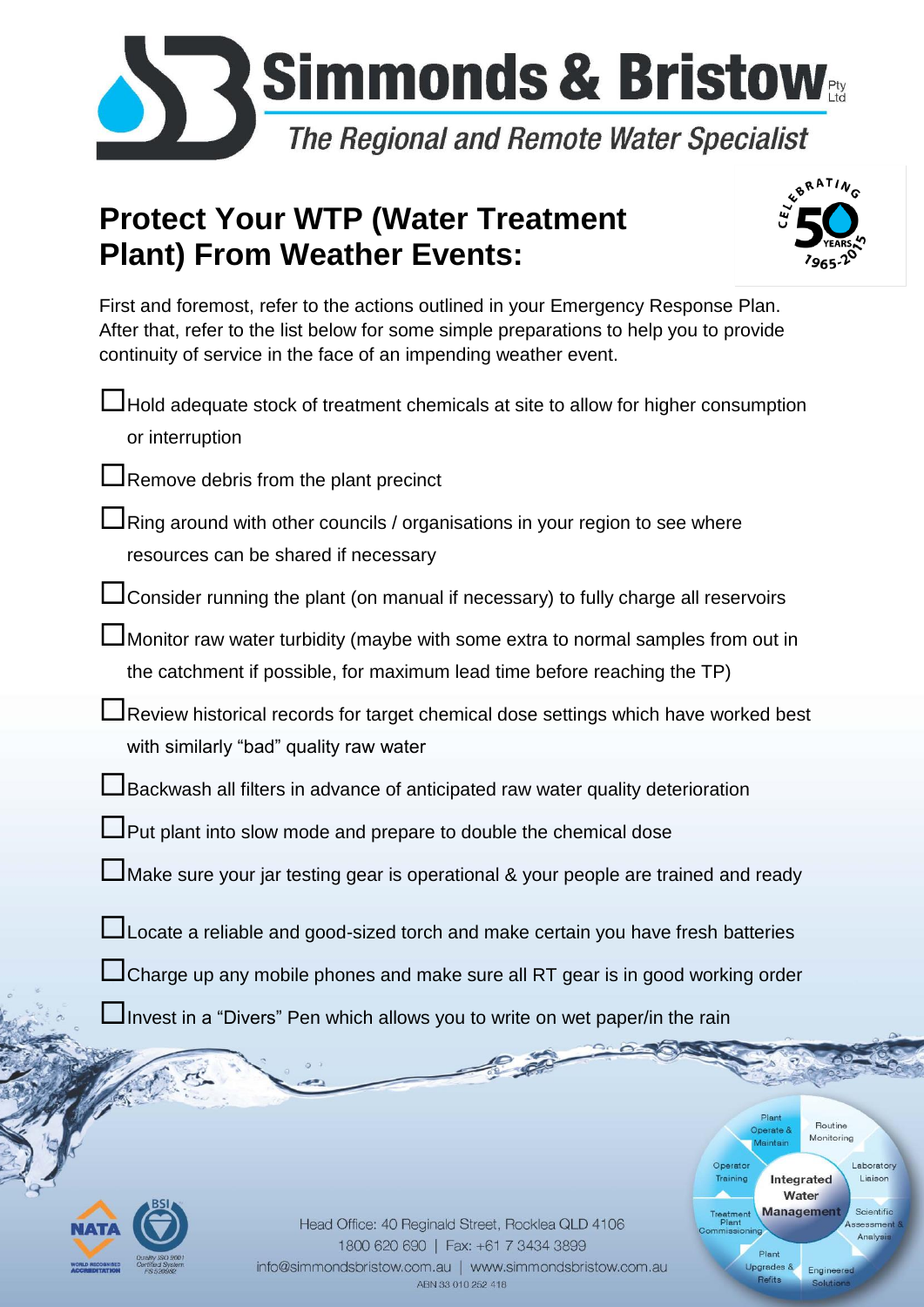# Simmonds & Bristow Pty Ltd

*The Regional and Remote Water Specialist*

## Protect Your WTP (Water Treatment Plant) From Weather Events:

First and foremost, refer to the actions outlined in your Emergency Response Plan. After that, refer to the list below for some simple preparations to help you to provide continuity of service in the face of an impending weather event.

- ☐ Hold adequate stock of treatment chemicals at site to allow for higher consumption or interruption
- ☐ Remove debris from the plant precinct
- ☐ Ring around with other councils / organisations in your region to see where resources can be shared if necessary
- ☐ Consider running the plant (on manual if necessary) to fully charge all reservoirs
- ☐ Monitor raw water turbidity (maybe with some extra to normal samples from out in the catchment if possible, for maximum lead time before reaching the TP)
- ☐ Review historical records for target chemical dose settings which have worked best with similarly "bad" quality raw water
- ☐ Backwash all filters in advance of anticipated raw water quality deterioration
- ☐ Put plant into slow mode and prepare to double the chemical dose
- ☐ Make sure your jar testing gear is operational & your people are trained and ready
- ☐ Locate a reliable and good-sized torch and make certain you have fresh batteries
- ☐ Charge up any mobile phones and make sure all RT gear is in good working order
- ☐ Invest in a "Divers" Pen which allows you to write on wet paper/in the rain

Head Office: 40 Reginald Street, Rocklea QLD 4106
1800 620 690 | Fax: +61 7 3434 3899
info@simmondsbristow.com.au | www.simmondsbristow.com.au
ABN 33 010 252 418